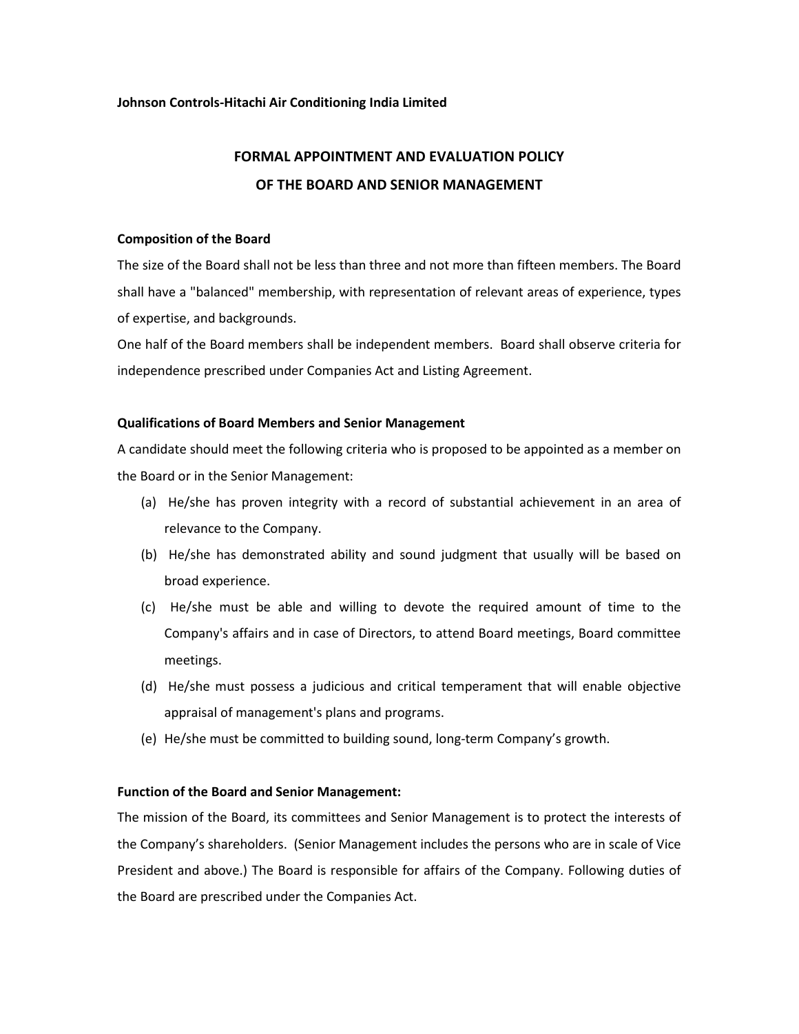**Johnson Controls-Hitachi Air Conditioning India Limited**

# FORMAL APPOINTMENT AND EVALUATION POLICY OF THE BOARD AND SENIOR MANAGEMENT

## Composition of the Board

The size of the Board shall not be less than three and not more than fifteen members. The Board shall have a "balanced" membership, with representation of relevant areas of experience, types of expertise, and backgrounds.

One half of the Board members shall be independent members. Board shall observe criteria for independence prescribed under Companies Act and Listing Agreement.

## Qualifications of Board Members and Senior Management

A candidate should meet the following criteria who is proposed to be appointed as a member on the Board or in the Senior Management:

(a) He/she has proven integrity with a record of substantial achievement in an area of relevance to the Company.

(b) He/she has demonstrated ability and sound judgment that usually will be based on broad experience.

(c) He/she must be able and willing to devote the required amount of time to the Company's affairs and in case of Directors, to attend Board meetings, Board committee meetings.

(d) He/she must possess a judicious and critical temperament that will enable objective appraisal of management's plans and programs.

(e) He/she must be committed to building sound, long-term Company's growth.

## Function of the Board and Senior Management:

The mission of the Board, its committees and Senior Management is to protect the interests of the Company's shareholders. (Senior Management includes the persons who are in scale of Vice President and above.) The Board is responsible for affairs of the Company. Following duties of the Board are prescribed under the Companies Act.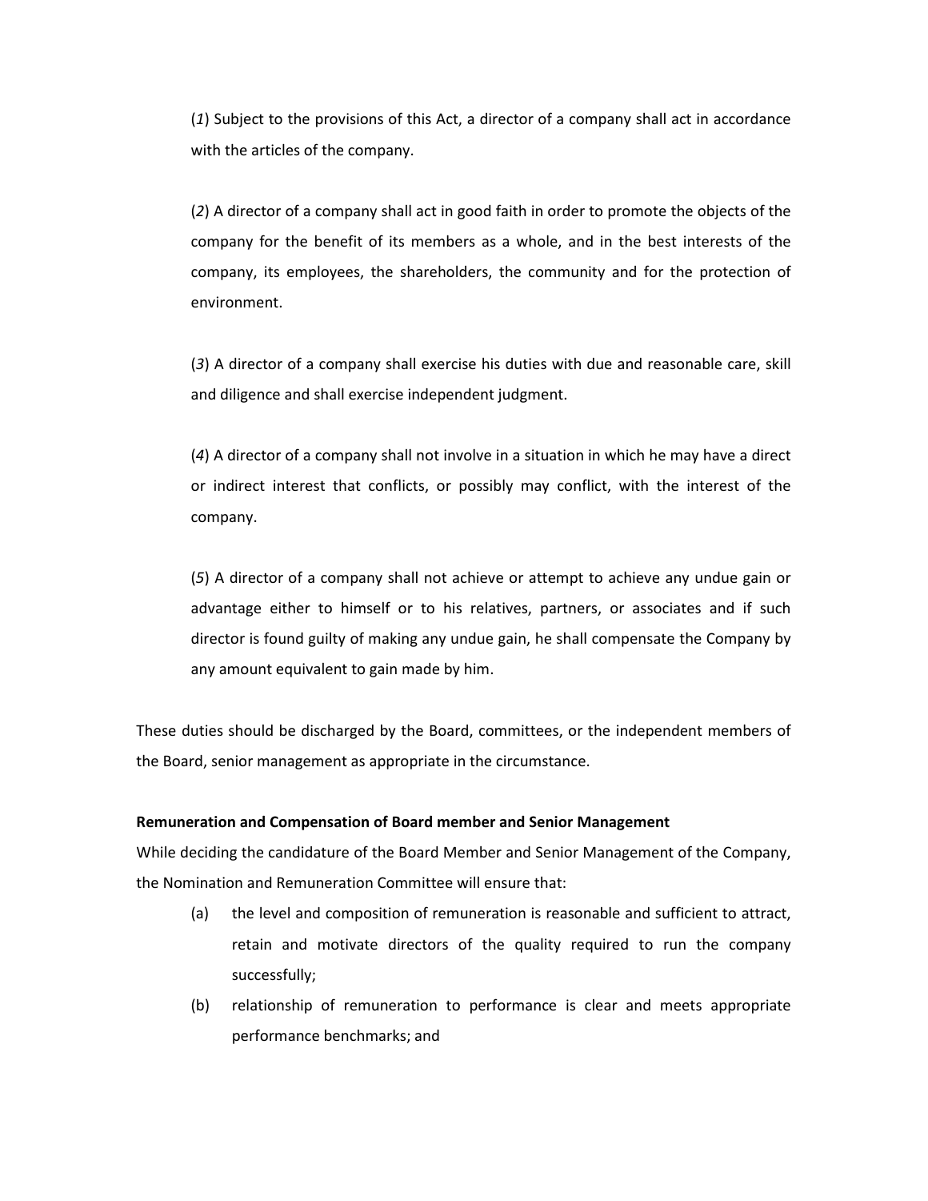(*1*) Subject to the provisions of this Act, a director of a company shall act in accordance with the articles of the company.

(*2*) A director of a company shall act in good faith in order to promote the objects of the company for the benefit of its members as a whole, and in the best interests of the company, its employees, the shareholders, the community and for the protection of environment.

(*3*) A director of a company shall exercise his duties with due and reasonable care, skill and diligence and shall exercise independent judgment.

(*4*) A director of a company shall not involve in a situation in which he may have a direct or indirect interest that conflicts, or possibly may conflict, with the interest of the company.

(*5*) A director of a company shall not achieve or attempt to achieve any undue gain or advantage either to himself or to his relatives, partners, or associates and if such director is found guilty of making any undue gain, he shall compensate the Company by any amount equivalent to gain made by him.

These duties should be discharged by the Board, committees, or the independent members of the Board, senior management as appropriate in the circumstance.

**Remuneration and Compensation of Board member and Senior Management**

While deciding the candidature of the Board Member and Senior Management of the Company, the Nomination and Remuneration Committee will ensure that:

(a) the level and composition of remuneration is reasonable and sufficient to attract, retain and motivate directors of the quality required to run the company successfully;

(b) relationship of remuneration to performance is clear and meets appropriate performance benchmarks; and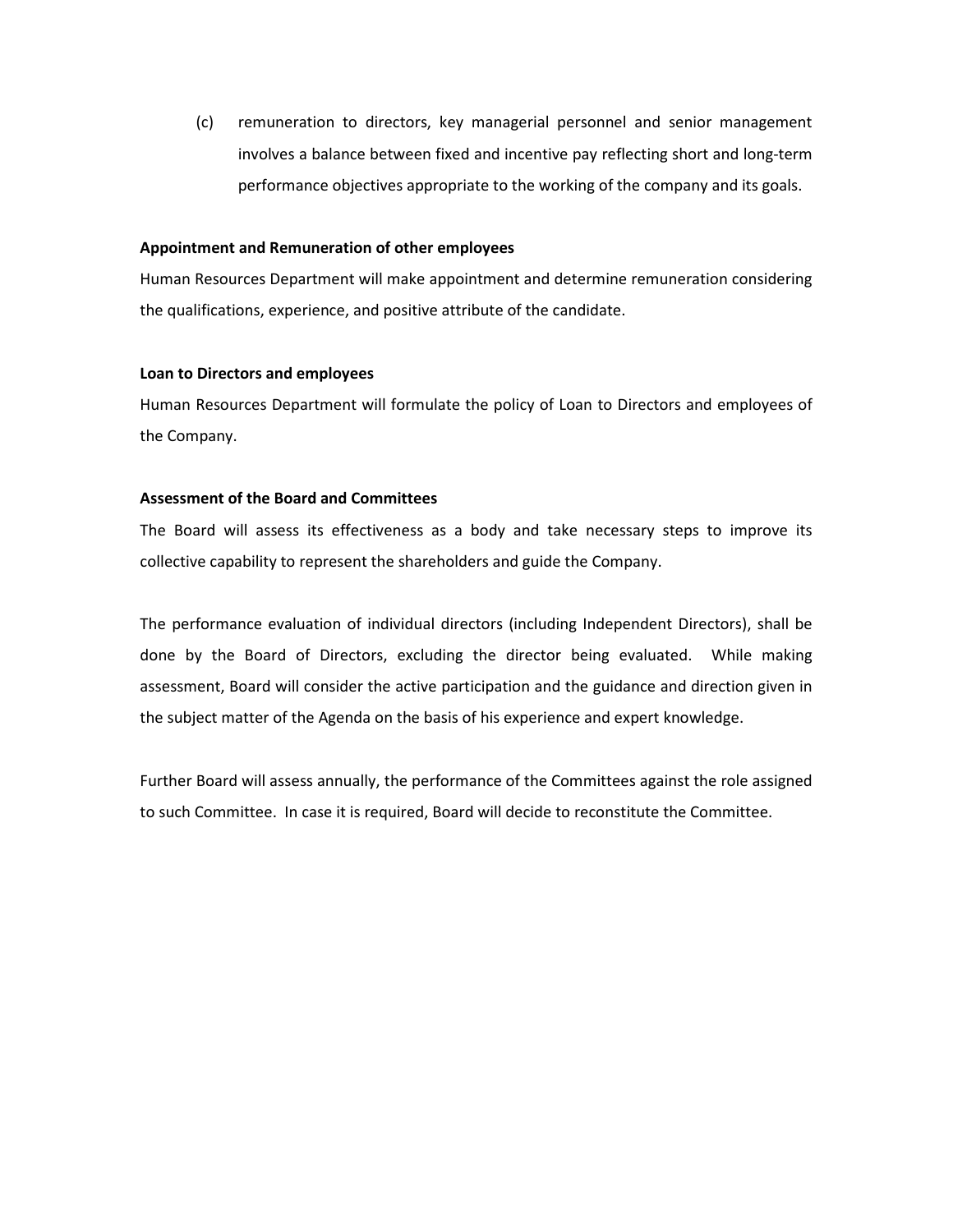(c) remuneration to directors, key managerial personnel and senior management involves a balance between fixed and incentive pay reflecting short and long-term performance objectives appropriate to the working of the company and its goals.

**Appointment and Remuneration of other employees**

Human Resources Department will make appointment and determine remuneration considering the qualifications, experience, and positive attribute of the candidate.

**Loan to Directors and employees**

Human Resources Department will formulate the policy of Loan to Directors and employees of the Company.

**Assessment of the Board and Committees**

The Board will assess its effectiveness as a body and take necessary steps to improve its collective capability to represent the shareholders and guide the Company.

The performance evaluation of individual directors (including Independent Directors), shall be done by the Board of Directors, excluding the director being evaluated. While making assessment, Board will consider the active participation and the guidance and direction given in the subject matter of the Agenda on the basis of his experience and expert knowledge.

Further Board will assess annually, the performance of the Committees against the role assigned to such Committee. In case it is required, Board will decide to reconstitute the Committee.